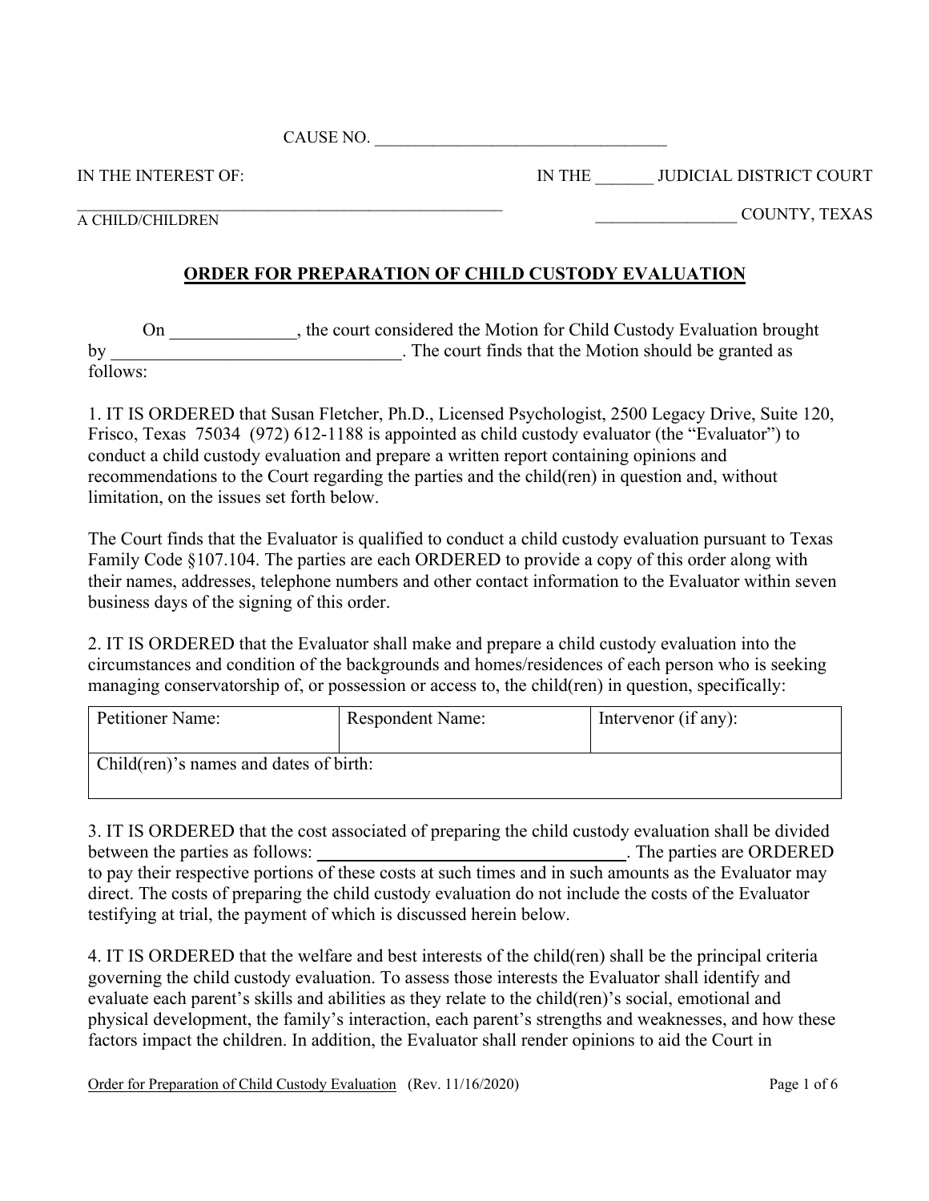CAUSE NO. ___________________________________

IN THE INTEREST OF: IN THE _______ JUDICIAL DISTRICT COURT

_____________________________________________________
A CHILD/CHILDREN _________________ COUNTY, TEXAS

## ORDER FOR PREPARATION OF CHILD CUSTODY EVALUATION

On ______________, the court considered the Motion for Child Custody Evaluation brought by _________________________________. The court finds that the Motion should be granted as follows:

1. IT IS ORDERED that Susan Fletcher, Ph.D., Licensed Psychologist, 2500 Legacy Drive, Suite 120, Frisco, Texas 75034 (972) 612-1188 is appointed as child custody evaluator (the "Evaluator") to conduct a child custody evaluation and prepare a written report containing opinions and recommendations to the Court regarding the parties and the child(ren) in question and, without limitation, on the issues set forth below.

The Court finds that the Evaluator is qualified to conduct a child custody evaluation pursuant to Texas Family Code §107.104. The parties are each ORDERED to provide a copy of this order along with their names, addresses, telephone numbers and other contact information to the Evaluator within seven business days of the signing of this order.

2. IT IS ORDERED that the Evaluator shall make and prepare a child custody evaluation into the circumstances and condition of the backgrounds and homes/residences of each person who is seeking managing conservatorship of, or possession or access to, the child(ren) in question, specifically:

| Petitioner Name: | Respondent Name: | Intervenor (if any): |
| --- | --- | --- |
| Child(ren)'s names and dates of birth: | | |

3. IT IS ORDERED that the cost associated of preparing the child custody evaluation shall be divided between the parties as follows: ___________________________________. The parties are ORDERED to pay their respective portions of these costs at such times and in such amounts as the Evaluator may direct. The costs of preparing the child custody evaluation do not include the costs of the Evaluator testifying at trial, the payment of which is discussed herein below.

4. IT IS ORDERED that the welfare and best interests of the child(ren) shall be the principal criteria governing the child custody evaluation. To assess those interests the Evaluator shall identify and evaluate each parent's skills and abilities as they relate to the child(ren)'s social, emotional and physical development, the family's interaction, each parent's strengths and weaknesses, and how these factors impact the children. In addition, the Evaluator shall render opinions to aid the Court in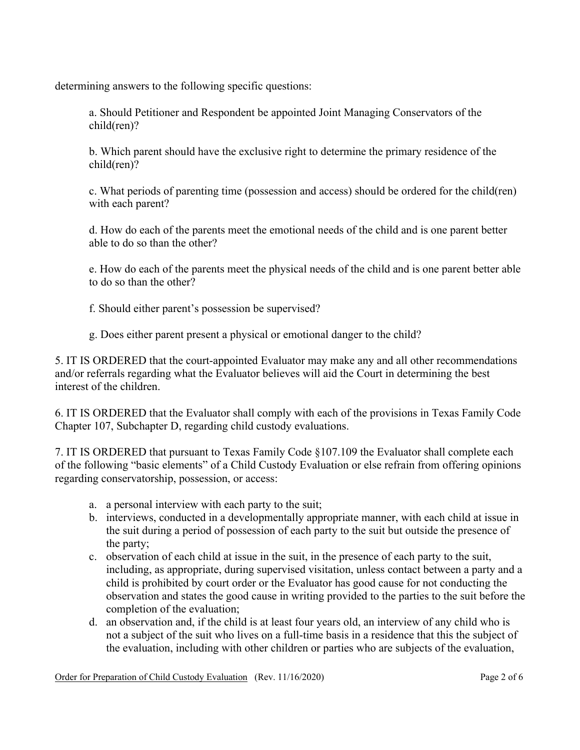determining answers to the following specific questions:

a. Should Petitioner and Respondent be appointed Joint Managing Conservators of the child(ren)?

b. Which parent should have the exclusive right to determine the primary residence of the child(ren)?

c. What periods of parenting time (possession and access) should be ordered for the child(ren) with each parent?

d. How do each of the parents meet the emotional needs of the child and is one parent better able to do so than the other?

e. How do each of the parents meet the physical needs of the child and is one parent better able to do so than the other?

f. Should either parent's possession be supervised?

g. Does either parent present a physical or emotional danger to the child?

5. IT IS ORDERED that the court-appointed Evaluator may make any and all other recommendations and/or referrals regarding what the Evaluator believes will aid the Court in determining the best interest of the children.

6. IT IS ORDERED that the Evaluator shall comply with each of the provisions in Texas Family Code Chapter 107, Subchapter D, regarding child custody evaluations.

7. IT IS ORDERED that pursuant to Texas Family Code §107.109 the Evaluator shall complete each of the following "basic elements" of a Child Custody Evaluation or else refrain from offering opinions regarding conservatorship, possession, or access:

a. a personal interview with each party to the suit;
b. interviews, conducted in a developmentally appropriate manner, with each child at issue in the suit during a period of possession of each party to the suit but outside the presence of the party;
c. observation of each child at issue in the suit, in the presence of each party to the suit, including, as appropriate, during supervised visitation, unless contact between a party and a child is prohibited by court order or the Evaluator has good cause for not conducting the observation and states the good cause in writing provided to the parties to the suit before the completion of the evaluation;
d. an observation and, if the child is at least four years old, an interview of any child who is not a subject of the suit who lives on a full-time basis in a residence that this the subject of the evaluation, including with other children or parties who are subjects of the evaluation,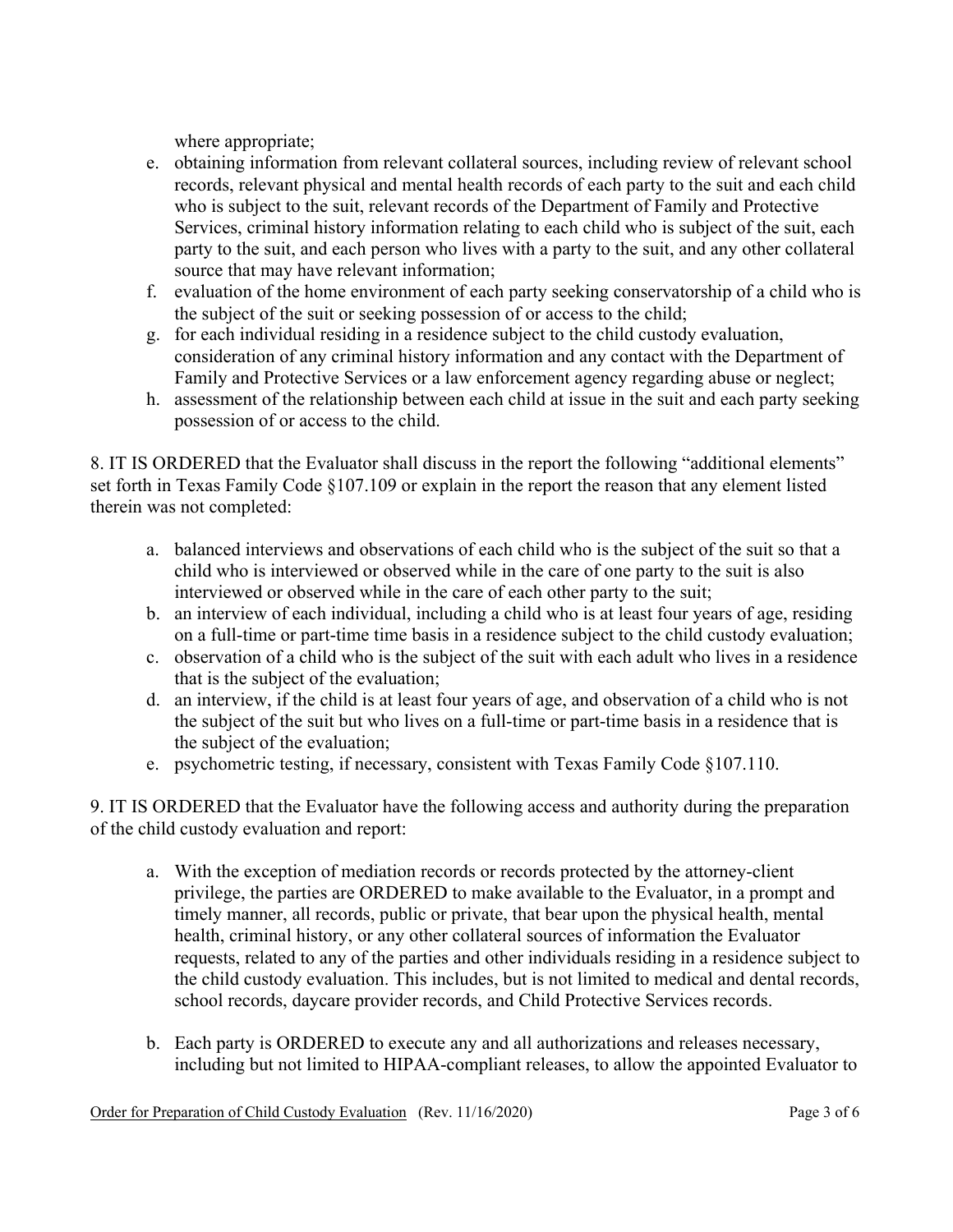where appropriate;

e. obtaining information from relevant collateral sources, including review of relevant school records, relevant physical and mental health records of each party to the suit and each child who is subject to the suit, relevant records of the Department of Family and Protective Services, criminal history information relating to each child who is subject of the suit, each party to the suit, and each person who lives with a party to the suit, and any other collateral source that may have relevant information;
f. evaluation of the home environment of each party seeking conservatorship of a child who is the subject of the suit or seeking possession of or access to the child;
g. for each individual residing in a residence subject to the child custody evaluation, consideration of any criminal history information and any contact with the Department of Family and Protective Services or a law enforcement agency regarding abuse or neglect;
h. assessment of the relationship between each child at issue in the suit and each party seeking possession of or access to the child.

8. IT IS ORDERED that the Evaluator shall discuss in the report the following "additional elements" set forth in Texas Family Code §107.109 or explain in the report the reason that any element listed therein was not completed:

a. balanced interviews and observations of each child who is the subject of the suit so that a child who is interviewed or observed while in the care of one party to the suit is also interviewed or observed while in the care of each other party to the suit;
b. an interview of each individual, including a child who is at least four years of age, residing on a full-time or part-time time basis in a residence subject to the child custody evaluation;
c. observation of a child who is the subject of the suit with each adult who lives in a residence that is the subject of the evaluation;
d. an interview, if the child is at least four years of age, and observation of a child who is not the subject of the suit but who lives on a full-time or part-time basis in a residence that is the subject of the evaluation;
e. psychometric testing, if necessary, consistent with Texas Family Code §107.110.

9. IT IS ORDERED that the Evaluator have the following access and authority during the preparation of the child custody evaluation and report:

a. With the exception of mediation records or records protected by the attorney-client privilege, the parties are ORDERED to make available to the Evaluator, in a prompt and timely manner, all records, public or private, that bear upon the physical health, mental health, criminal history, or any other collateral sources of information the Evaluator requests, related to any of the parties and other individuals residing in a residence subject to the child custody evaluation. This includes, but is not limited to medical and dental records, school records, daycare provider records, and Child Protective Services records.

b. Each party is ORDERED to execute any and all authorizations and releases necessary, including but not limited to HIPAA-compliant releases, to allow the appointed Evaluator to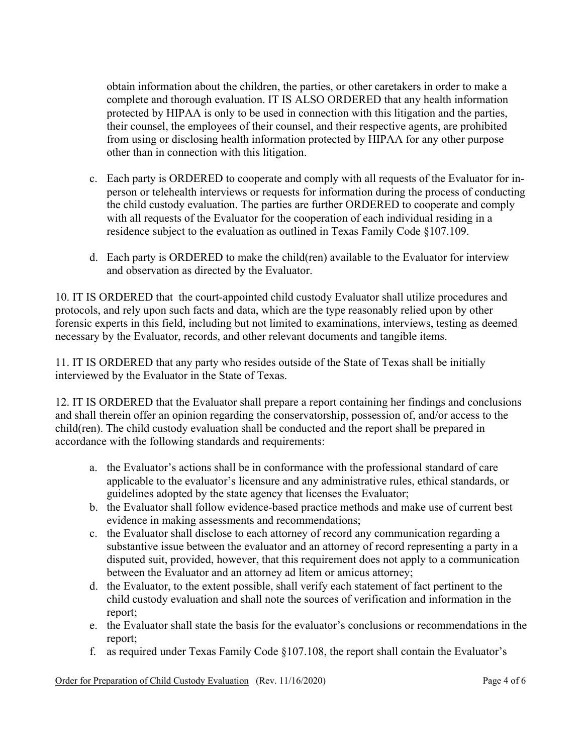obtain information about the children, the parties, or other caretakers in order to make a complete and thorough evaluation. IT IS ALSO ORDERED that any health information protected by HIPAA is only to be used in connection with this litigation and the parties, their counsel, the employees of their counsel, and their respective agents, are prohibited from using or disclosing health information protected by HIPAA for any other purpose other than in connection with this litigation.

c. Each party is ORDERED to cooperate and comply with all requests of the Evaluator for in-person or telehealth interviews or requests for information during the process of conducting the child custody evaluation. The parties are further ORDERED to cooperate and comply with all requests of the Evaluator for the cooperation of each individual residing in a residence subject to the evaluation as outlined in Texas Family Code §107.109.

d. Each party is ORDERED to make the child(ren) available to the Evaluator for interview and observation as directed by the Evaluator.

10. IT IS ORDERED that the court-appointed child custody Evaluator shall utilize procedures and protocols, and rely upon such facts and data, which are the type reasonably relied upon by other forensic experts in this field, including but not limited to examinations, interviews, testing as deemed necessary by the Evaluator, records, and other relevant documents and tangible items.

11. IT IS ORDERED that any party who resides outside of the State of Texas shall be initially interviewed by the Evaluator in the State of Texas.

12. IT IS ORDERED that the Evaluator shall prepare a report containing her findings and conclusions and shall therein offer an opinion regarding the conservatorship, possession of, and/or access to the child(ren). The child custody evaluation shall be conducted and the report shall be prepared in accordance with the following standards and requirements:

a. the Evaluator's actions shall be in conformance with the professional standard of care applicable to the evaluator's licensure and any administrative rules, ethical standards, or guidelines adopted by the state agency that licenses the Evaluator;
b. the Evaluator shall follow evidence-based practice methods and make use of current best evidence in making assessments and recommendations;
c. the Evaluator shall disclose to each attorney of record any communication regarding a substantive issue between the evaluator and an attorney of record representing a party in a disputed suit, provided, however, that this requirement does not apply to a communication between the Evaluator and an attorney ad litem or amicus attorney;
d. the Evaluator, to the extent possible, shall verify each statement of fact pertinent to the child custody evaluation and shall note the sources of verification and information in the report;
e. the Evaluator shall state the basis for the evaluator's conclusions or recommendations in the report;
f. as required under Texas Family Code §107.108, the report shall contain the Evaluator's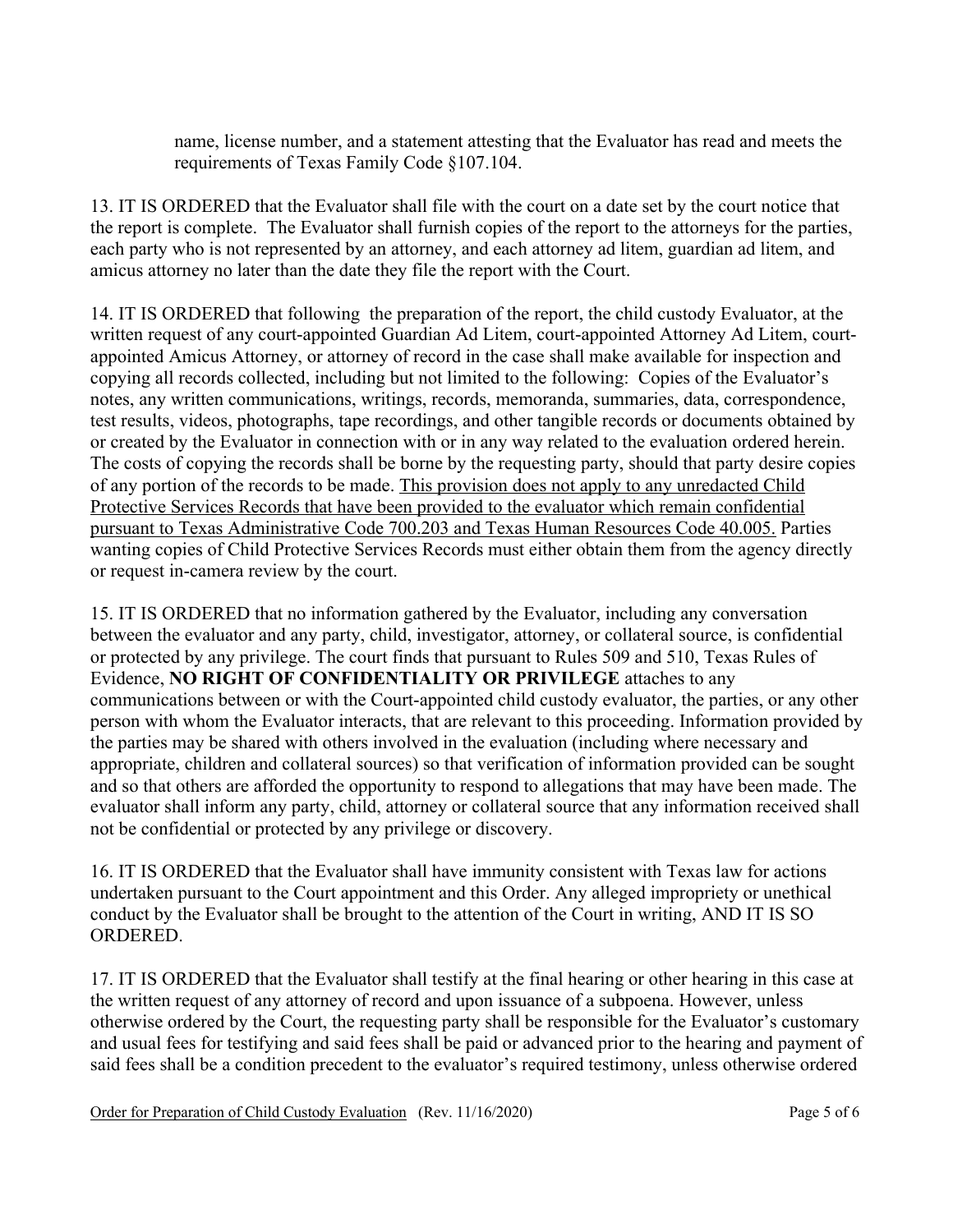name, license number, and a statement attesting that the Evaluator has read and meets the requirements of Texas Family Code §107.104.

13. IT IS ORDERED that the Evaluator shall file with the court on a date set by the court notice that the report is complete. The Evaluator shall furnish copies of the report to the attorneys for the parties, each party who is not represented by an attorney, and each attorney ad litem, guardian ad litem, and amicus attorney no later than the date they file the report with the Court.

14. IT IS ORDERED that following the preparation of the report, the child custody Evaluator, at the written request of any court-appointed Guardian Ad Litem, court-appointed Attorney Ad Litem, court-appointed Amicus Attorney, or attorney of record in the case shall make available for inspection and copying all records collected, including but not limited to the following: Copies of the Evaluator's notes, any written communications, writings, records, memoranda, summaries, data, correspondence, test results, videos, photographs, tape recordings, and other tangible records or documents obtained by or created by the Evaluator in connection with or in any way related to the evaluation ordered herein. The costs of copying the records shall be borne by the requesting party, should that party desire copies of any portion of the records to be made. <u>This provision does not apply to any unredacted Child Protective Services Records that have been provided to the evaluator which remain confidential pursuant to Texas Administrative Code 700.203 and Texas Human Resources Code 40.005.</u> Parties wanting copies of Child Protective Services Records must either obtain them from the agency directly or request in-camera review by the court.

15. IT IS ORDERED that no information gathered by the Evaluator, including any conversation between the evaluator and any party, child, investigator, attorney, or collateral source, is confidential or protected by any privilege. The court finds that pursuant to Rules 509 and 510, Texas Rules of Evidence, **NO RIGHT OF CONFIDENTIALITY OR PRIVILEGE** attaches to any communications between or with the Court-appointed child custody evaluator, the parties, or any other person with whom the Evaluator interacts, that are relevant to this proceeding. Information provided by the parties may be shared with others involved in the evaluation (including where necessary and appropriate, children and collateral sources) so that verification of information provided can be sought and so that others are afforded the opportunity to respond to allegations that may have been made. The evaluator shall inform any party, child, attorney or collateral source that any information received shall not be confidential or protected by any privilege or discovery.

16. IT IS ORDERED that the Evaluator shall have immunity consistent with Texas law for actions undertaken pursuant to the Court appointment and this Order. Any alleged impropriety or unethical conduct by the Evaluator shall be brought to the attention of the Court in writing, AND IT IS SO ORDERED.

17. IT IS ORDERED that the Evaluator shall testify at the final hearing or other hearing in this case at the written request of any attorney of record and upon issuance of a subpoena. However, unless otherwise ordered by the Court, the requesting party shall be responsible for the Evaluator's customary and usual fees for testifying and said fees shall be paid or advanced prior to the hearing and payment of said fees shall be a condition precedent to the evaluator's required testimony, unless otherwise ordered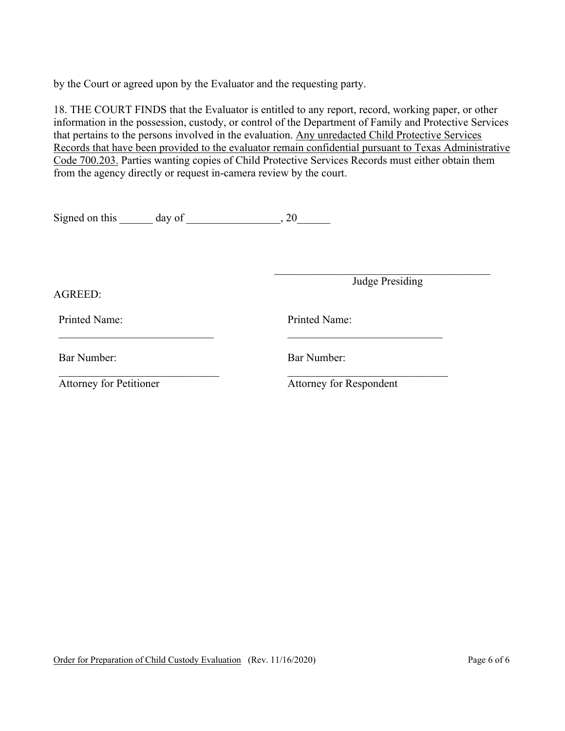by the Court or agreed upon by the Evaluator and the requesting party.

18. THE COURT FINDS that the Evaluator is entitled to any report, record, working paper, or other information in the possession, custody, or control of the Department of Family and Protective Services that pertains to the persons involved in the evaluation. <u>Any unredacted Child Protective Services Records that have been provided to the evaluator remain confidential pursuant to Texas Administrative Code 700.203.</u> Parties wanting copies of Child Protective Services Records must either obtain them from the agency directly or request in-camera review by the court.

Signed on this ______ day of _________________, 20______

_________________________________________
Judge Presiding

AGREED:

| | |
|---|---|
| Printed Name: | Printed Name: |
| ____________________________ | ____________________________ |
| Bar Number: | Bar Number: |
| ____________________________ | ____________________________ |
| Attorney for Petitioner | Attorney for Respondent |